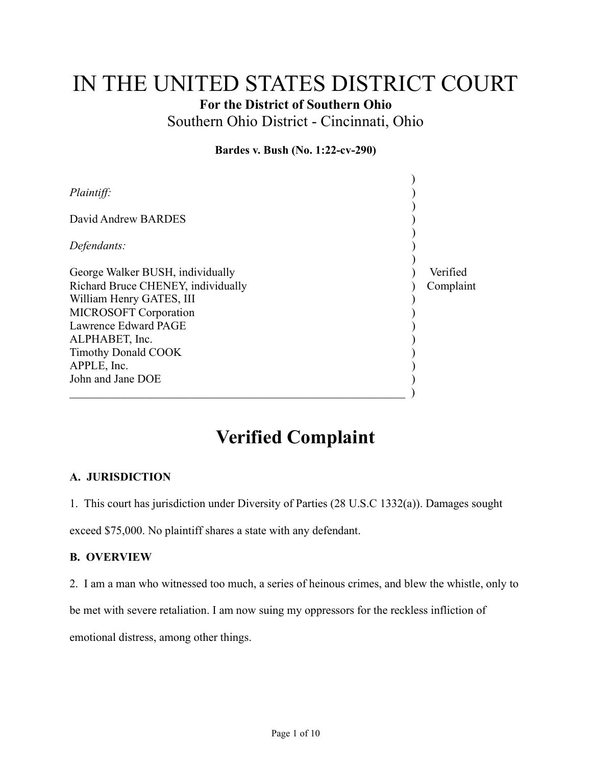# IN THE UNITED STATES DISTRICT COURT

**For the District of Southern Ohio**

Southern Ohio District - Cincinnati, Ohio

**Bardes v. Bush (No. 1:22-cv-290)**

*Plaintiff:*

David Andrew BARDES

*Defendants:*

George Walker BUSH, individually
Richard Bruce CHENEY, individually
William Henry GATES, III
MICROSOFT Corporation
Lawrence Edward PAGE
ALPHABET, Inc.
Timothy Donald COOK
APPLE, Inc.
John and Jane DOE

Verified Complaint

# Verified Complaint

### A. JURISDICTION

1. This court has jurisdiction under Diversity of Parties (28 U.S.C 1332(a)). Damages sought exceed $75,000. No plaintiff shares a state with any defendant.

### B. OVERVIEW

2. I am a man who witnessed too much, a series of heinous crimes, and blew the whistle, only to be met with severe retaliation. I am now suing my oppressors for the reckless infliction of emotional distress, among other things.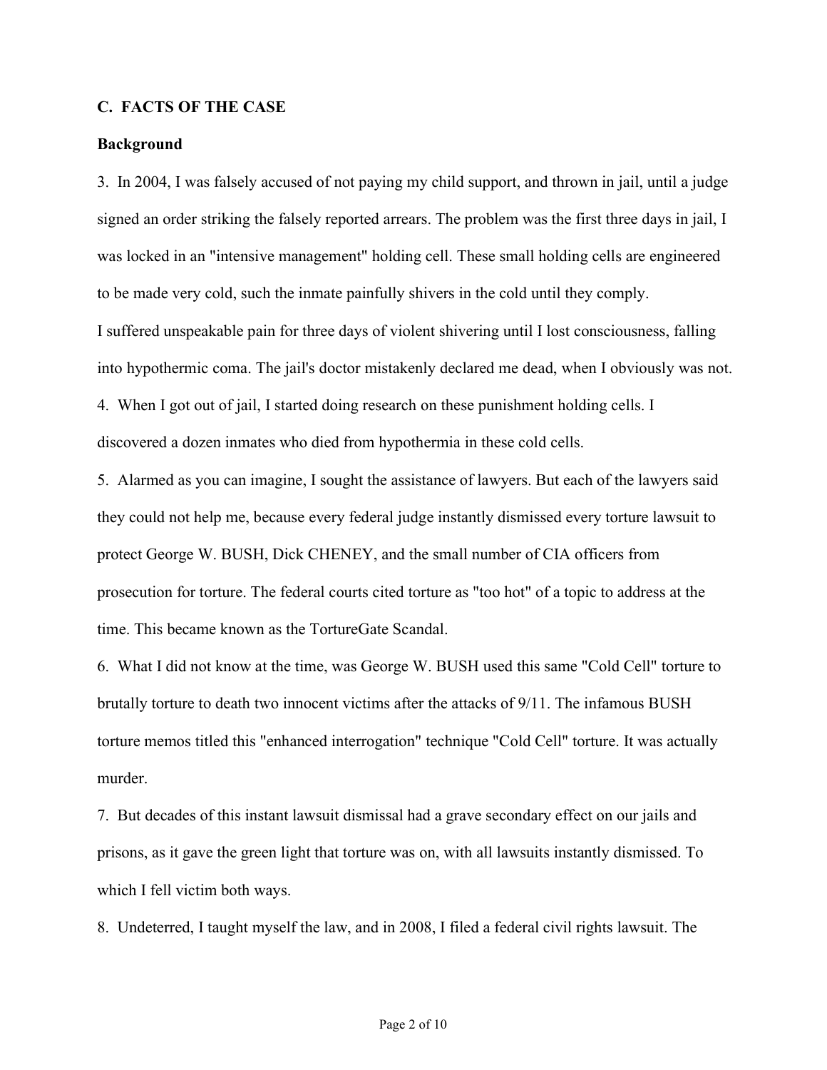**C. FACTS OF THE CASE**

**Background**

3. In 2004, I was falsely accused of not paying my child support, and thrown in jail, until a judge signed an order striking the falsely reported arrears. The problem was the first three days in jail, I was locked in an "intensive management" holding cell. These small holding cells are engineered to be made very cold, such the inmate painfully shivers in the cold until they comply.
I suffered unspeakable pain for three days of violent shivering until I lost consciousness, falling into hypothermic coma. The jail's doctor mistakenly declared me dead, when I obviously was not.

4. When I got out of jail, I started doing research on these punishment holding cells. I discovered a dozen inmates who died from hypothermia in these cold cells.

5. Alarmed as you can imagine, I sought the assistance of lawyers. But each of the lawyers said they could not help me, because every federal judge instantly dismissed every torture lawsuit to protect George W. BUSH, Dick CHENEY, and the small number of CIA officers from prosecution for torture. The federal courts cited torture as "too hot" of a topic to address at the time. This became known as the TortureGate Scandal.

6. What I did not know at the time, was George W. BUSH used this same "Cold Cell" torture to brutally torture to death two innocent victims after the attacks of 9/11. The infamous BUSH torture memos titled this "enhanced interrogation" technique "Cold Cell" torture. It was actually murder.

7. But decades of this instant lawsuit dismissal had a grave secondary effect on our jails and prisons, as it gave the green light that torture was on, with all lawsuits instantly dismissed. To which I fell victim both ways.

8. Undeterred, I taught myself the law, and in 2008, I filed a federal civil rights lawsuit. The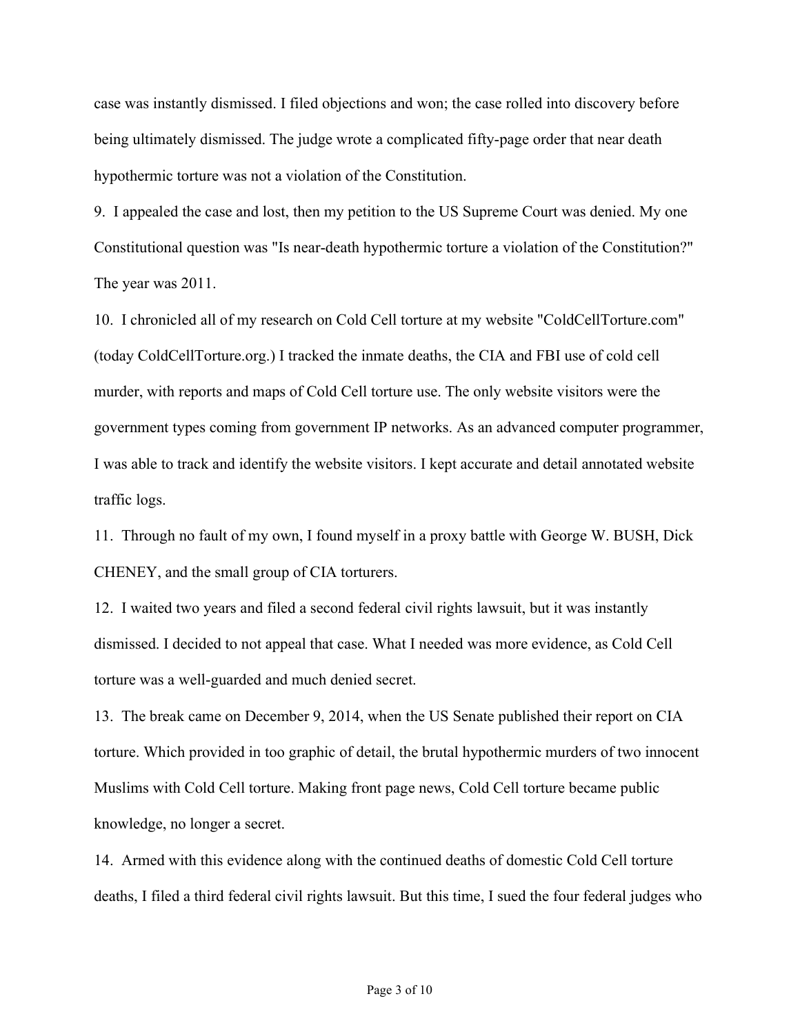case was instantly dismissed. I filed objections and won; the case rolled into discovery before being ultimately dismissed. The judge wrote a complicated fifty-page order that near death hypothermic torture was not a violation of the Constitution.

9. I appealed the case and lost, then my petition to the US Supreme Court was denied. My one Constitutional question was "Is near-death hypothermic torture a violation of the Constitution?" The year was 2011.

10. I chronicled all of my research on Cold Cell torture at my website "ColdCellTorture.com" (today ColdCellTorture.org.) I tracked the inmate deaths, the CIA and FBI use of cold cell murder, with reports and maps of Cold Cell torture use. The only website visitors were the government types coming from government IP networks. As an advanced computer programmer, I was able to track and identify the website visitors. I kept accurate and detail annotated website traffic logs.

11. Through no fault of my own, I found myself in a proxy battle with George W. BUSH, Dick CHENEY, and the small group of CIA torturers.

12. I waited two years and filed a second federal civil rights lawsuit, but it was instantly dismissed. I decided to not appeal that case. What I needed was more evidence, as Cold Cell torture was a well-guarded and much denied secret.

13. The break came on December 9, 2014, when the US Senate published their report on CIA torture. Which provided in too graphic of detail, the brutal hypothermic murders of two innocent Muslims with Cold Cell torture. Making front page news, Cold Cell torture became public knowledge, no longer a secret.

14. Armed with this evidence along with the continued deaths of domestic Cold Cell torture deaths, I filed a third federal civil rights lawsuit. But this time, I sued the four federal judges who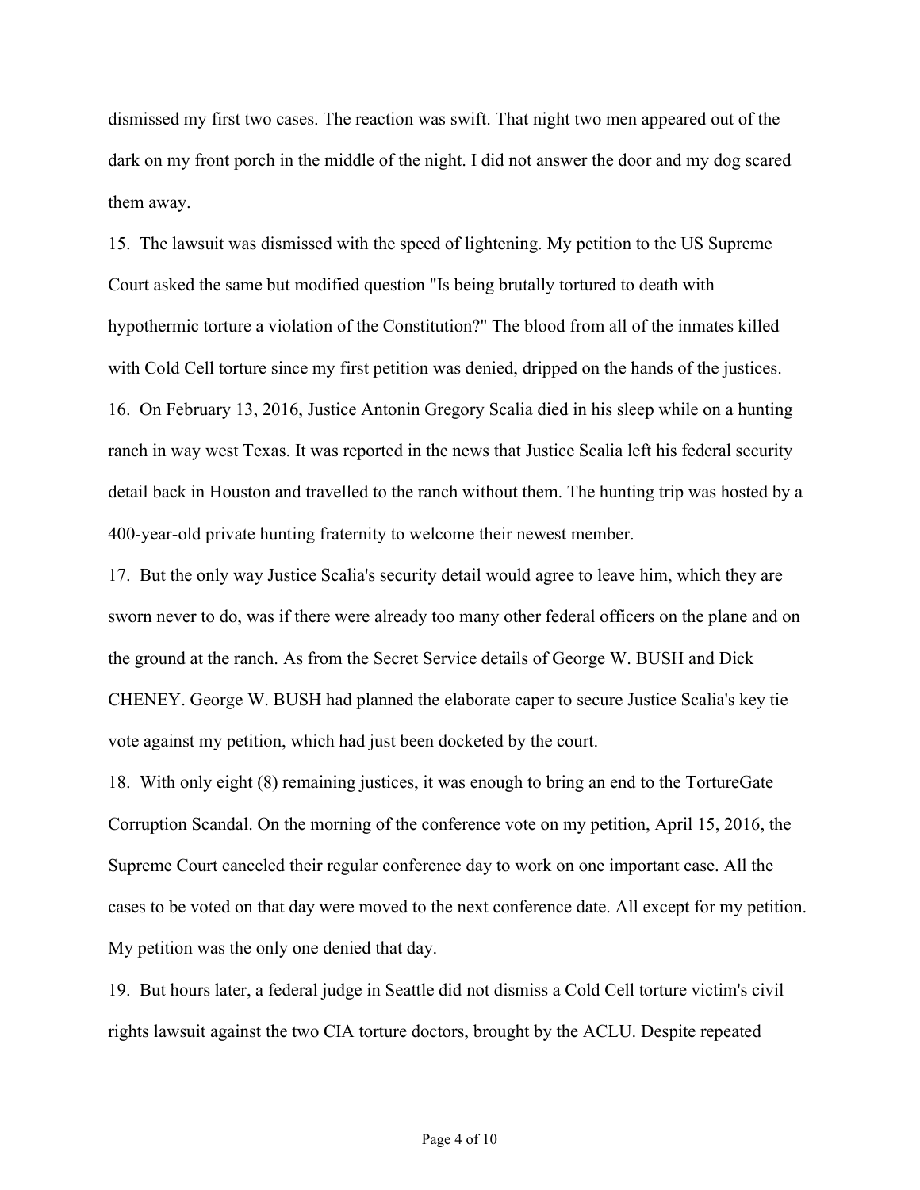dismissed my first two cases. The reaction was swift. That night two men appeared out of the dark on my front porch in the middle of the night. I did not answer the door and my dog scared them away.

15. The lawsuit was dismissed with the speed of lightening. My petition to the US Supreme Court asked the same but modified question "Is being brutally tortured to death with hypothermic torture a violation of the Constitution?" The blood from all of the inmates killed with Cold Cell torture since my first petition was denied, dripped on the hands of the justices.

16. On February 13, 2016, Justice Antonin Gregory Scalia died in his sleep while on a hunting ranch in way west Texas. It was reported in the news that Justice Scalia left his federal security detail back in Houston and travelled to the ranch without them. The hunting trip was hosted by a 400-year-old private hunting fraternity to welcome their newest member.

17. But the only way Justice Scalia's security detail would agree to leave him, which they are sworn never to do, was if there were already too many other federal officers on the plane and on the ground at the ranch. As from the Secret Service details of George W. BUSH and Dick CHENEY. George W. BUSH had planned the elaborate caper to secure Justice Scalia's key tie vote against my petition, which had just been docketed by the court.

18. With only eight (8) remaining justices, it was enough to bring an end to the TortureGate Corruption Scandal. On the morning of the conference vote on my petition, April 15, 2016, the Supreme Court canceled their regular conference day to work on one important case. All the cases to be voted on that day were moved to the next conference date. All except for my petition. My petition was the only one denied that day.

19. But hours later, a federal judge in Seattle did not dismiss a Cold Cell torture victim's civil rights lawsuit against the two CIA torture doctors, brought by the ACLU. Despite repeated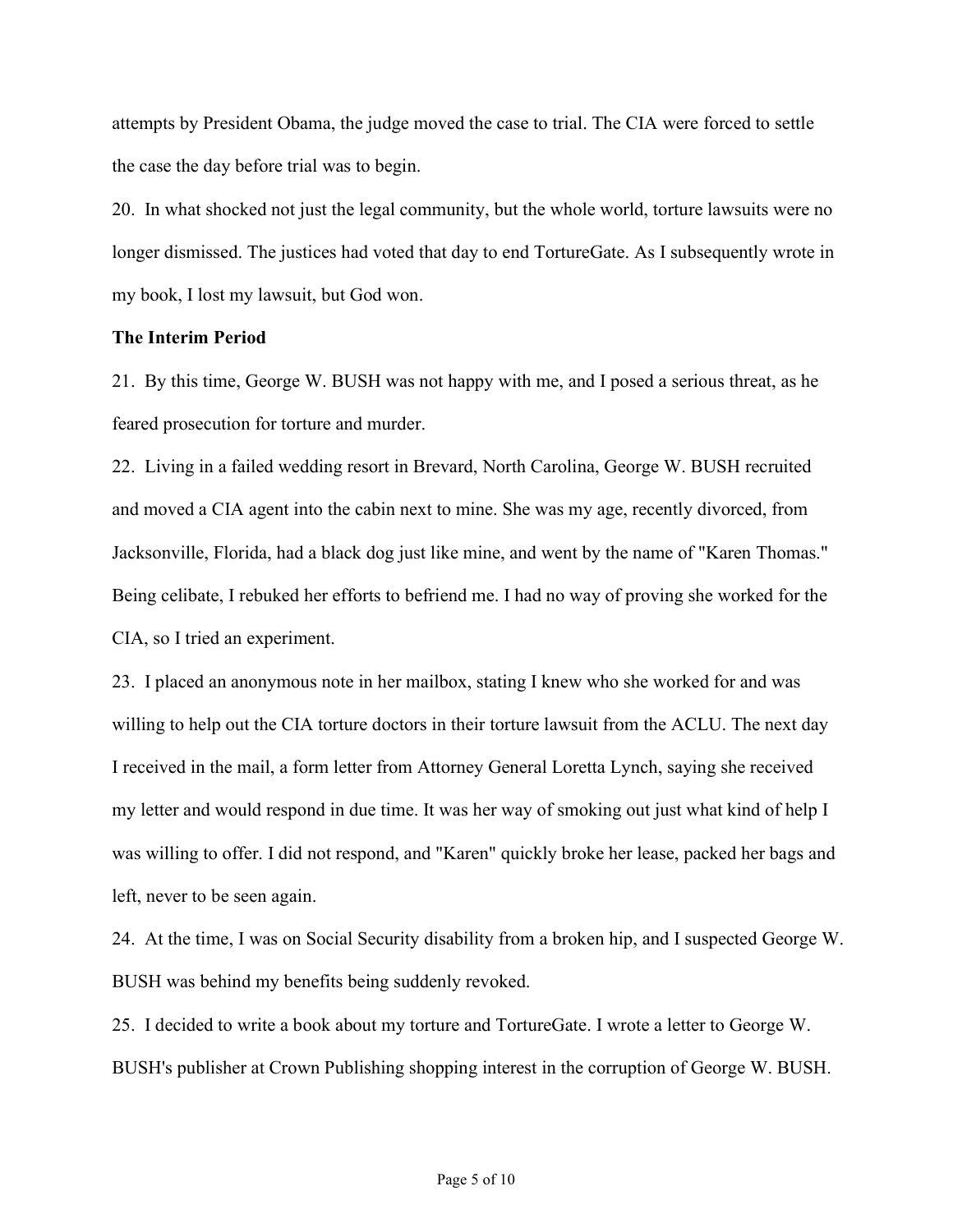attempts by President Obama, the judge moved the case to trial. The CIA were forced to settle the case the day before trial was to begin.

20. In what shocked not just the legal community, but the whole world, torture lawsuits were no longer dismissed. The justices had voted that day to end TortureGate. As I subsequently wrote in my book, I lost my lawsuit, but God won.

**The Interim Period**

21. By this time, George W. BUSH was not happy with me, and I posed a serious threat, as he feared prosecution for torture and murder.

22. Living in a failed wedding resort in Brevard, North Carolina, George W. BUSH recruited and moved a CIA agent into the cabin next to mine. She was my age, recently divorced, from Jacksonville, Florida, had a black dog just like mine, and went by the name of "Karen Thomas." Being celibate, I rebuked her efforts to befriend me. I had no way of proving she worked for the CIA, so I tried an experiment.

23. I placed an anonymous note in her mailbox, stating I knew who she worked for and was willing to help out the CIA torture doctors in their torture lawsuit from the ACLU. The next day I received in the mail, a form letter from Attorney General Loretta Lynch, saying she received my letter and would respond in due time. It was her way of smoking out just what kind of help I was willing to offer. I did not respond, and "Karen" quickly broke her lease, packed her bags and left, never to be seen again.

24. At the time, I was on Social Security disability from a broken hip, and I suspected George W. BUSH was behind my benefits being suddenly revoked.

25. I decided to write a book about my torture and TortureGate. I wrote a letter to George W. BUSH's publisher at Crown Publishing shopping interest in the corruption of George W. BUSH.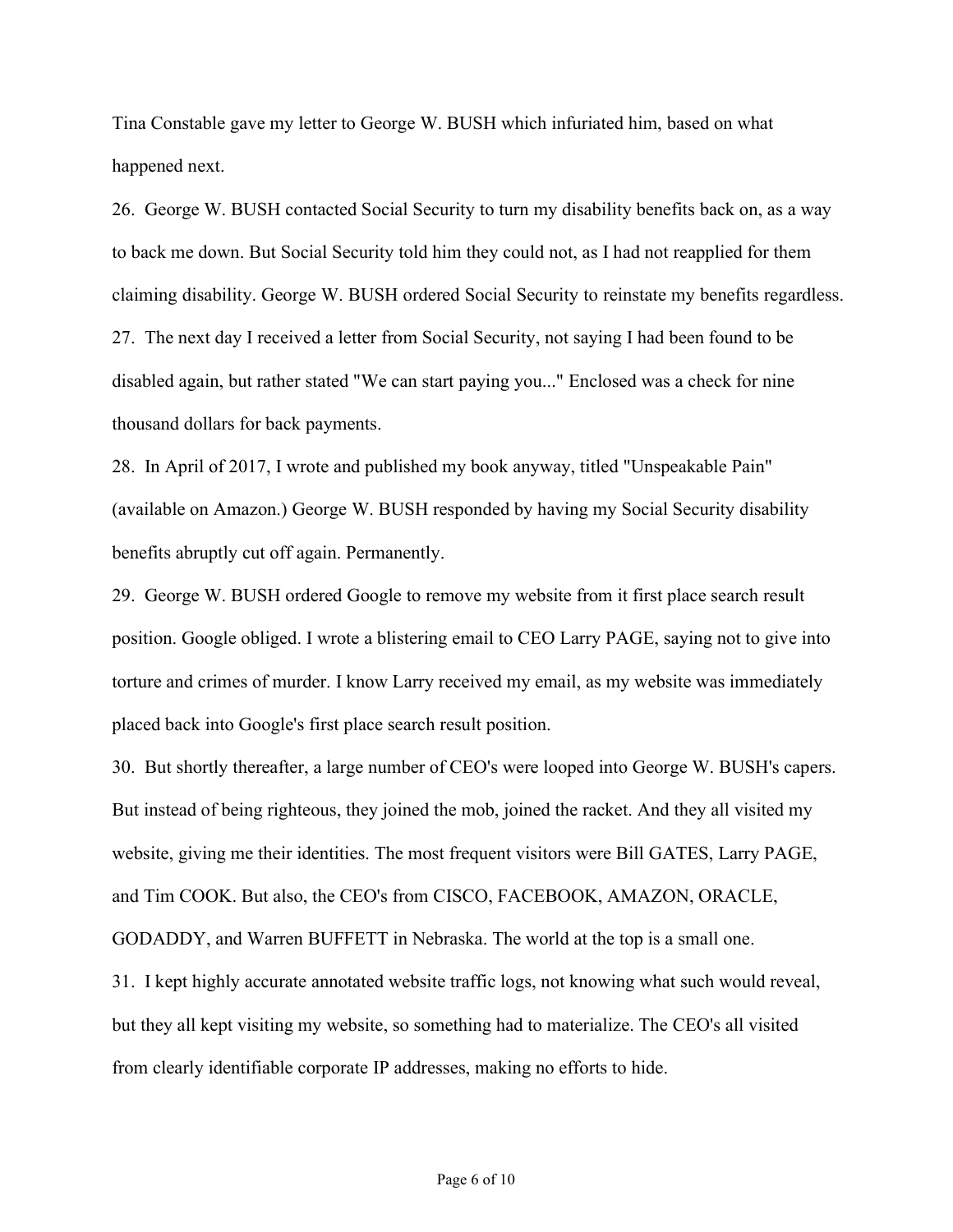Tina Constable gave my letter to George W. BUSH which infuriated him, based on what happened next.

26. George W. BUSH contacted Social Security to turn my disability benefits back on, as a way to back me down. But Social Security told him they could not, as I had not reapplied for them claiming disability. George W. BUSH ordered Social Security to reinstate my benefits regardless.

27. The next day I received a letter from Social Security, not saying I had been found to be disabled again, but rather stated "We can start paying you..." Enclosed was a check for nine thousand dollars for back payments.

28. In April of 2017, I wrote and published my book anyway, titled "Unspeakable Pain" (available on Amazon.) George W. BUSH responded by having my Social Security disability benefits abruptly cut off again. Permanently.

29. George W. BUSH ordered Google to remove my website from it first place search result position. Google obliged. I wrote a blistering email to CEO Larry PAGE, saying not to give into torture and crimes of murder. I know Larry received my email, as my website was immediately placed back into Google's first place search result position.

30. But shortly thereafter, a large number of CEO's were looped into George W. BUSH's capers. But instead of being righteous, they joined the mob, joined the racket. And they all visited my website, giving me their identities. The most frequent visitors were Bill GATES, Larry PAGE, and Tim COOK. But also, the CEO's from CISCO, FACEBOOK, AMAZON, ORACLE, GODADDY, and Warren BUFFETT in Nebraska. The world at the top is a small one.

31. I kept highly accurate annotated website traffic logs, not knowing what such would reveal, but they all kept visiting my website, so something had to materialize. The CEO's all visited from clearly identifiable corporate IP addresses, making no efforts to hide.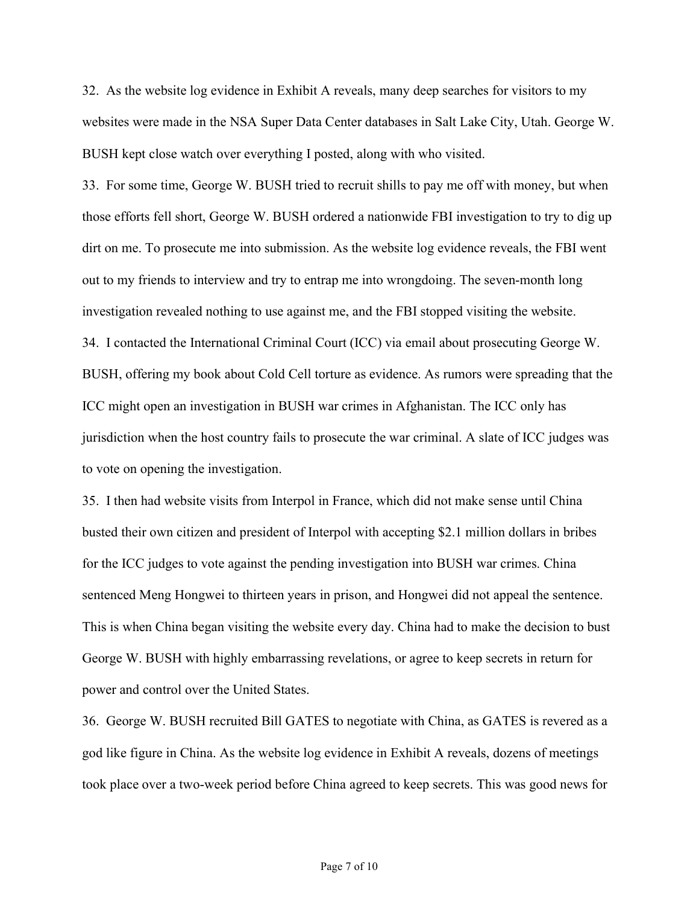32. As the website log evidence in Exhibit A reveals, many deep searches for visitors to my websites were made in the NSA Super Data Center databases in Salt Lake City, Utah. George W. BUSH kept close watch over everything I posted, along with who visited.

33. For some time, George W. BUSH tried to recruit shills to pay me off with money, but when those efforts fell short, George W. BUSH ordered a nationwide FBI investigation to try to dig up dirt on me. To prosecute me into submission. As the website log evidence reveals, the FBI went out to my friends to interview and try to entrap me into wrongdoing. The seven-month long investigation revealed nothing to use against me, and the FBI stopped visiting the website.

34. I contacted the International Criminal Court (ICC) via email about prosecuting George W. BUSH, offering my book about Cold Cell torture as evidence. As rumors were spreading that the ICC might open an investigation in BUSH war crimes in Afghanistan. The ICC only has jurisdiction when the host country fails to prosecute the war criminal. A slate of ICC judges was to vote on opening the investigation.

35. I then had website visits from Interpol in France, which did not make sense until China busted their own citizen and president of Interpol with accepting $2.1 million dollars in bribes for the ICC judges to vote against the pending investigation into BUSH war crimes. China sentenced Meng Hongwei to thirteen years in prison, and Hongwei did not appeal the sentence. This is when China began visiting the website every day. China had to make the decision to bust George W. BUSH with highly embarrassing revelations, or agree to keep secrets in return for power and control over the United States.

36. George W. BUSH recruited Bill GATES to negotiate with China, as GATES is revered as a god like figure in China. As the website log evidence in Exhibit A reveals, dozens of meetings took place over a two-week period before China agreed to keep secrets. This was good news for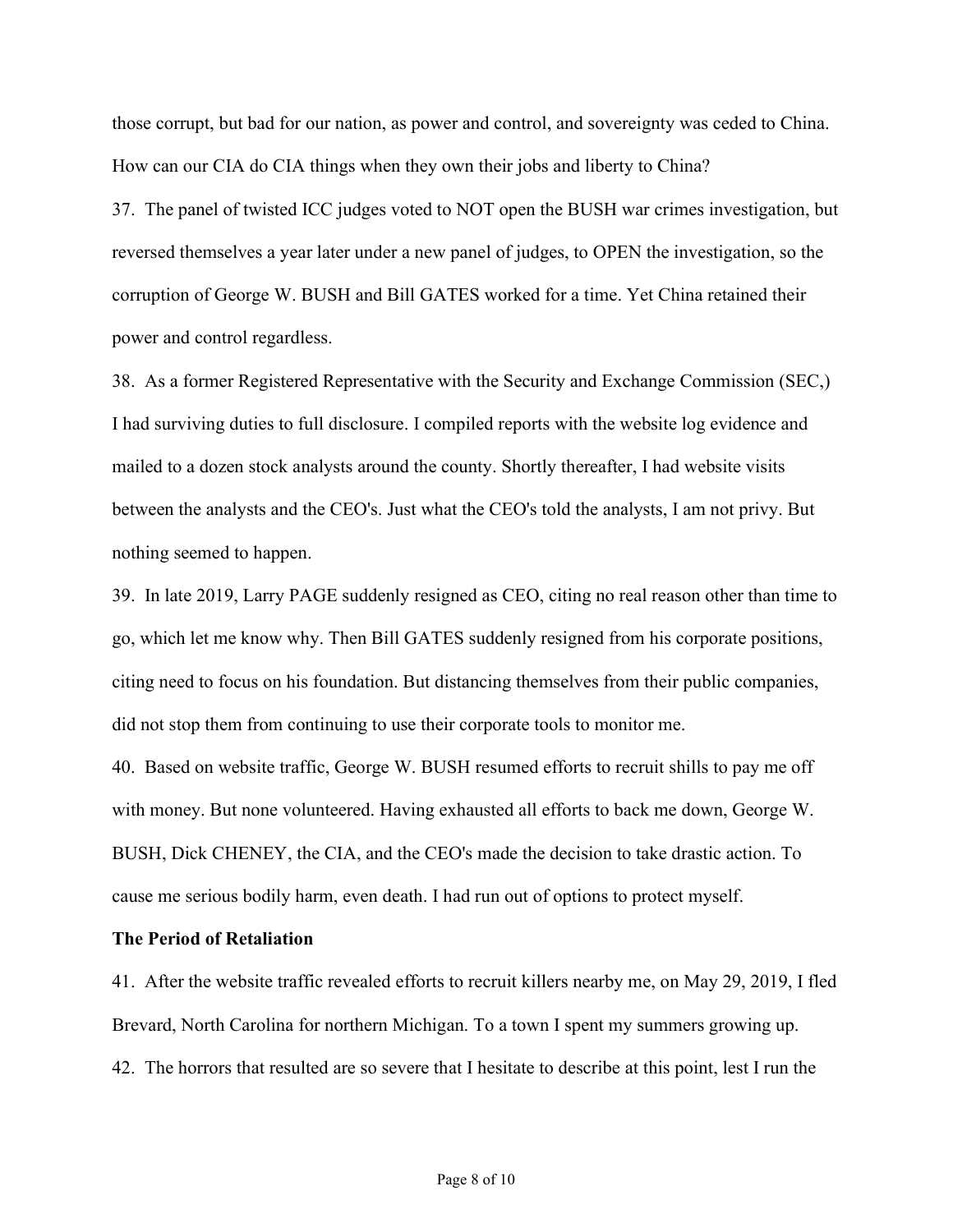those corrupt, but bad for our nation, as power and control, and sovereignty was ceded to China. How can our CIA do CIA things when they own their jobs and liberty to China?

37. The panel of twisted ICC judges voted to NOT open the BUSH war crimes investigation, but reversed themselves a year later under a new panel of judges, to OPEN the investigation, so the corruption of George W. BUSH and Bill GATES worked for a time. Yet China retained their power and control regardless.

38. As a former Registered Representative with the Security and Exchange Commission (SEC,) I had surviving duties to full disclosure. I compiled reports with the website log evidence and mailed to a dozen stock analysts around the county. Shortly thereafter, I had website visits between the analysts and the CEO's. Just what the CEO's told the analysts, I am not privy. But nothing seemed to happen.

39. In late 2019, Larry PAGE suddenly resigned as CEO, citing no real reason other than time to go, which let me know why. Then Bill GATES suddenly resigned from his corporate positions, citing need to focus on his foundation. But distancing themselves from their public companies, did not stop them from continuing to use their corporate tools to monitor me.

40. Based on website traffic, George W. BUSH resumed efforts to recruit shills to pay me off with money. But none volunteered. Having exhausted all efforts to back me down, George W. BUSH, Dick CHENEY, the CIA, and the CEO's made the decision to take drastic action. To cause me serious bodily harm, even death. I had run out of options to protect myself.

**The Period of Retaliation**

41. After the website traffic revealed efforts to recruit killers nearby me, on May 29, 2019, I fled Brevard, North Carolina for northern Michigan. To a town I spent my summers growing up.

42. The horrors that resulted are so severe that I hesitate to describe at this point, lest I run the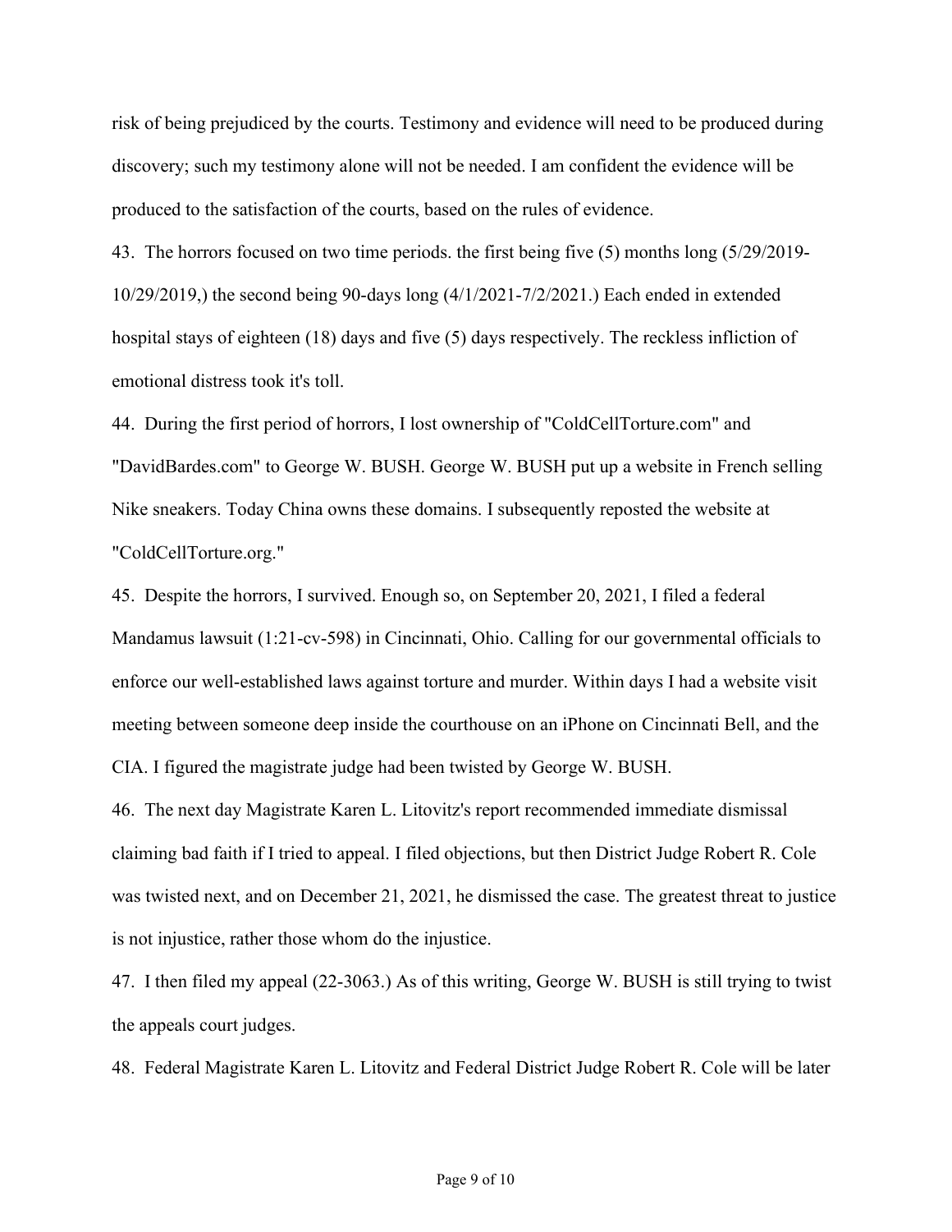risk of being prejudiced by the courts. Testimony and evidence will need to be produced during discovery; such my testimony alone will not be needed. I am confident the evidence will be produced to the satisfaction of the courts, based on the rules of evidence.

43. The horrors focused on two time periods. the first being five (5) months long (5/29/2019-10/29/2019,) the second being 90-days long (4/1/2021-7/2/2021.) Each ended in extended hospital stays of eighteen (18) days and five (5) days respectively. The reckless infliction of emotional distress took it's toll.

44. During the first period of horrors, I lost ownership of "ColdCellTorture.com" and "DavidBardes.com" to George W. BUSH. George W. BUSH put up a website in French selling Nike sneakers. Today China owns these domains. I subsequently reposted the website at "ColdCellTorture.org."

45. Despite the horrors, I survived. Enough so, on September 20, 2021, I filed a federal Mandamus lawsuit (1:21-cv-598) in Cincinnati, Ohio. Calling for our governmental officials to enforce our well-established laws against torture and murder. Within days I had a website visit meeting between someone deep inside the courthouse on an iPhone on Cincinnati Bell, and the CIA. I figured the magistrate judge had been twisted by George W. BUSH.

46. The next day Magistrate Karen L. Litovitz's report recommended immediate dismissal claiming bad faith if I tried to appeal. I filed objections, but then District Judge Robert R. Cole was twisted next, and on December 21, 2021, he dismissed the case. The greatest threat to justice is not injustice, rather those whom do the injustice.

47. I then filed my appeal (22-3063.) As of this writing, George W. BUSH is still trying to twist the appeals court judges.

48. Federal Magistrate Karen L. Litovitz and Federal District Judge Robert R. Cole will be later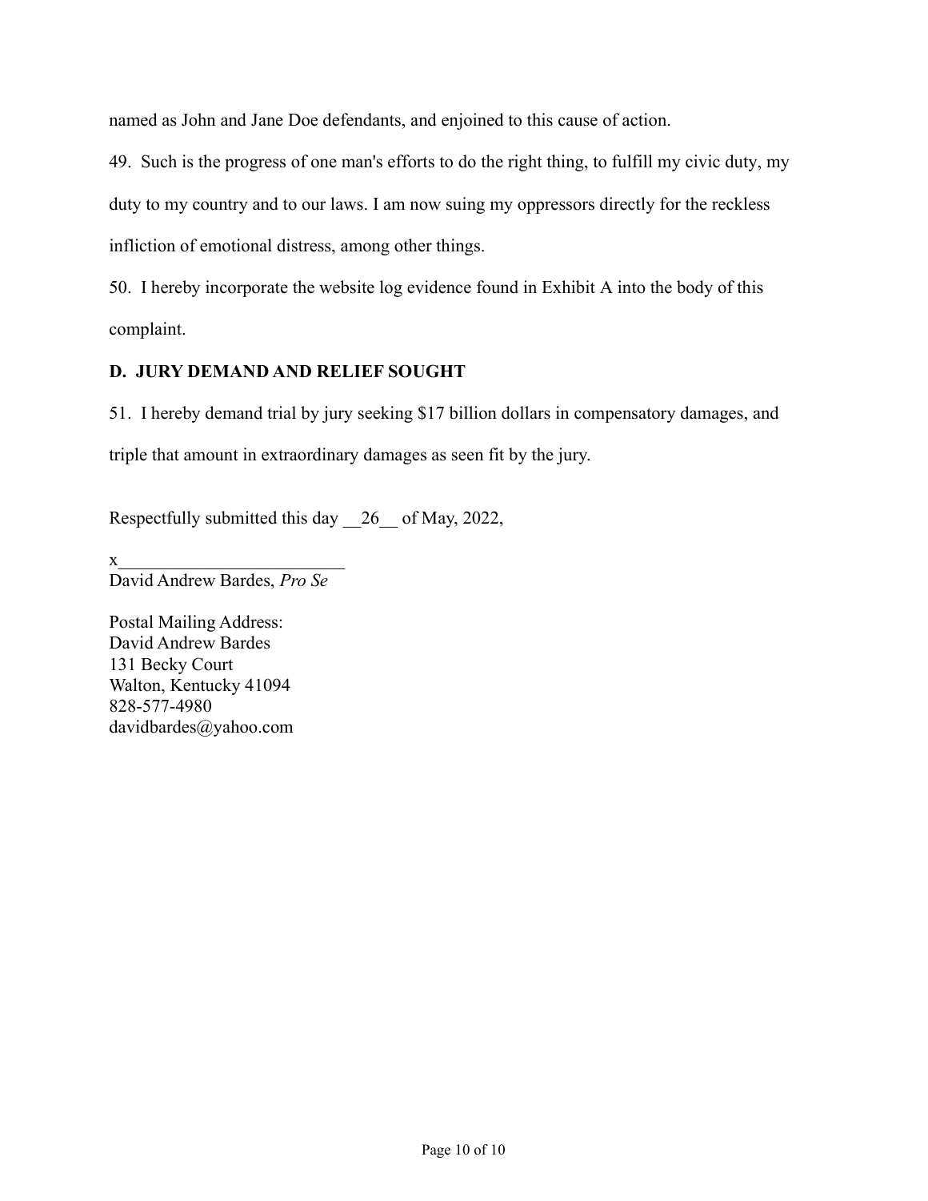named as John and Jane Doe defendants, and enjoined to this cause of action.

49. Such is the progress of one man's efforts to do the right thing, to fulfill my civic duty, my duty to my country and to our laws. I am now suing my oppressors directly for the reckless infliction of emotional distress, among other things.

50. I hereby incorporate the website log evidence found in Exhibit A into the body of this complaint.

**D. JURY DEMAND AND RELIEF SOUGHT**

51. I hereby demand trial by jury seeking $17 billion dollars in compensatory damages, and triple that amount in extraordinary damages as seen fit by the jury.

Respectfully submitted this day __26__ of May, 2022,

x_________________________
David Andrew Bardes, *Pro Se*

Postal Mailing Address:
David Andrew Bardes
131 Becky Court
Walton, Kentucky 41094
828-577-4980
davidbardes@yahoo.com